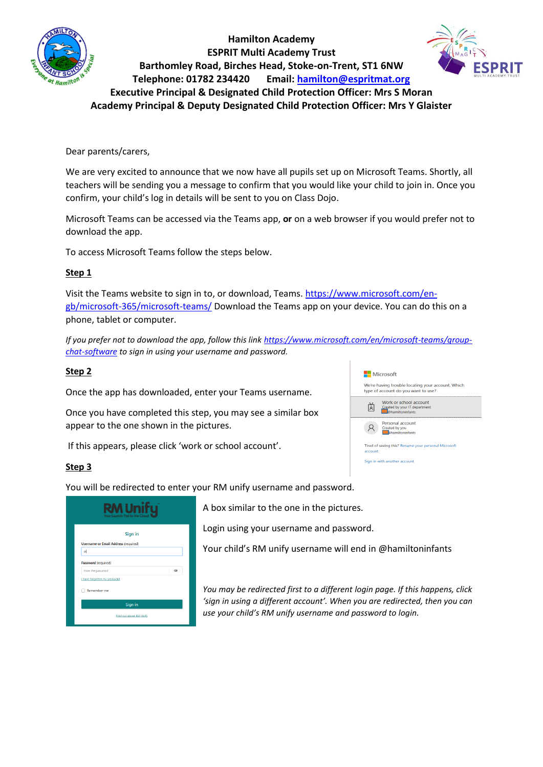**Hamilton Academy**
**ESPRIT Multi Academy Trust**
**Barthomley Road, Birches Head, Stoke-on-Trent, ST1 6NW**
**Telephone: 01782 234420 Email: hamilton@espritmat.org**
**Executive Principal & Designated Child Protection Officer: Mrs S Moran**
**Academy Principal & Deputy Designated Child Protection Officer: Mrs Y Glaister**

Dear parents/carers,

We are very excited to announce that we now have all pupils set up on Microsoft Teams. Shortly, all teachers will be sending you a message to confirm that you would like your child to join in. Once you confirm, your child's log in details will be sent to you on Class Dojo.

Microsoft Teams can be accessed via the Teams app, **or** on a web browser if you would prefer not to download the app.

To access Microsoft Teams follow the steps below.

## Step 1

Visit the Teams website to sign in to, or download, Teams. https://www.microsoft.com/en-gb/microsoft-365/microsoft-teams/ Download the Teams app on your device. You can do this on a phone, tablet or computer.

*If you prefer not to download the app, follow this link https://www.microsoft.com/en/microsoft-teams/group-chat-software to sign in using your username and password.*

## Step 2

Once the app has downloaded, enter your Teams username.

Once you have completed this step, you may see a similar box appear to the one shown in the pictures.

If this appears, please click 'work or school account'.

## Step 3

You will be redirected to enter your RM unify username and password.

A box similar to the one in the pictures.

Login using your username and password.

Your child's RM unify username will end in @hamiltoninfants

*You may be redirected first to a different login page. If this happens, click 'sign in using a different account'. When you are redirected, then you can use your child's RM unify username and password to login.*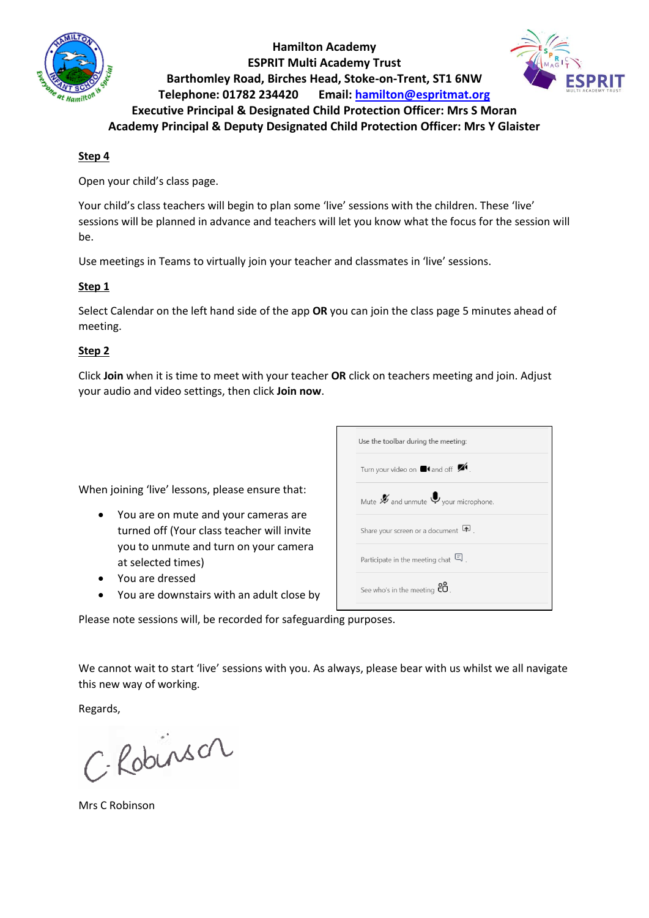**Hamilton Academy**
**ESPRIT Multi Academy Trust**
**Barthomley Road, Birches Head, Stoke-on-Trent, ST1 6NW**
**Telephone: 01782 234420 Email: hamilton@espritmat.org**
**Executive Principal & Designated Child Protection Officer: Mrs S Moran**
**Academy Principal & Deputy Designated Child Protection Officer: Mrs Y Glaister**

**Step 4**

Open your child's class page.

Your child's class teachers will begin to plan some 'live' sessions with the children. These 'live' sessions will be planned in advance and teachers will let you know what the focus for the session will be.

Use meetings in Teams to virtually join your teacher and classmates in 'live' sessions.

**Step 1**

Select Calendar on the left hand side of the app **OR** you can join the class page 5 minutes ahead of meeting.

**Step 2**

Click **Join** when it is time to meet with your teacher **OR** click on teachers meeting and join. Adjust your audio and video settings, then click **Join now**.

When joining 'live' lessons, please ensure that:

- You are on mute and your cameras are turned off (Your class teacher will invite you to unmute and turn on your camera at selected times)
- You are dressed
- You are downstairs with an adult close by

Use the toolbar during the meeting:

- Turn your video on and off.
- Mute and unmute your microphone.
- Share your screen or a document.
- Participate in the meeting chat.
- See who's in the meeting.

Please note sessions will, be recorded for safeguarding purposes.

We cannot wait to start 'live' sessions with you. As always, please bear with us whilst we all navigate this new way of working.

Regards,

C Robinson

Mrs C Robinson